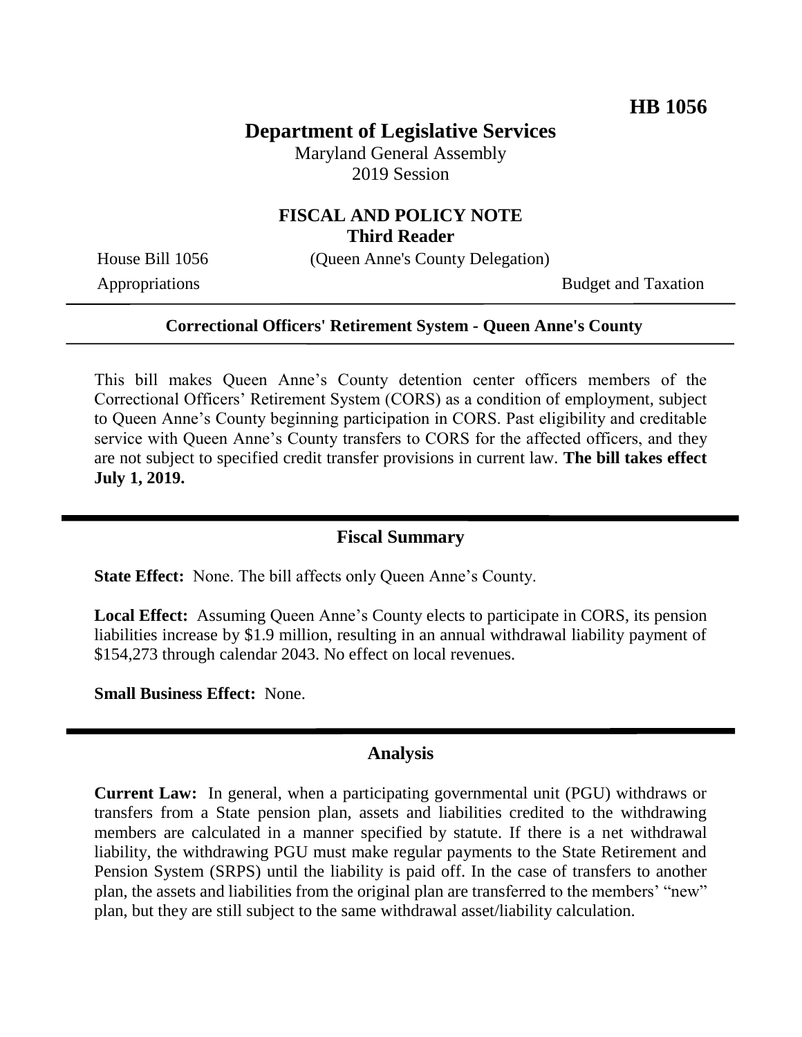HB 1056

# Department of Legislative Services

Maryland General Assembly
2019 Session

## FISCAL AND POLICY NOTE
**Third Reader**

House Bill 1056 (Queen Anne's County Delegation)

Appropriations Budget and Taxation

---

**Correctional Officers' Retirement System - Queen Anne's County**

---

This bill makes Queen Anne's County detention center officers members of the Correctional Officers' Retirement System (CORS) as a condition of employment, subject to Queen Anne's County beginning participation in CORS. Past eligibility and creditable service with Queen Anne's County transfers to CORS for the affected officers, and they are not subject to specified credit transfer provisions in current law. **The bill takes effect July 1, 2019.**

## Fiscal Summary

**State Effect:** None. The bill affects only Queen Anne's County.

**Local Effect:** Assuming Queen Anne's County elects to participate in CORS, its pension liabilities increase by $1.9 million, resulting in an annual withdrawal liability payment of $154,273 through calendar 2043. No effect on local revenues.

**Small Business Effect:** None.

## Analysis

**Current Law:** In general, when a participating governmental unit (PGU) withdraws or transfers from a State pension plan, assets and liabilities credited to the withdrawing members are calculated in a manner specified by statute. If there is a net withdrawal liability, the withdrawing PGU must make regular payments to the State Retirement and Pension System (SRPS) until the liability is paid off. In the case of transfers to another plan, the assets and liabilities from the original plan are transferred to the members' "new" plan, but they are still subject to the same withdrawal asset/liability calculation.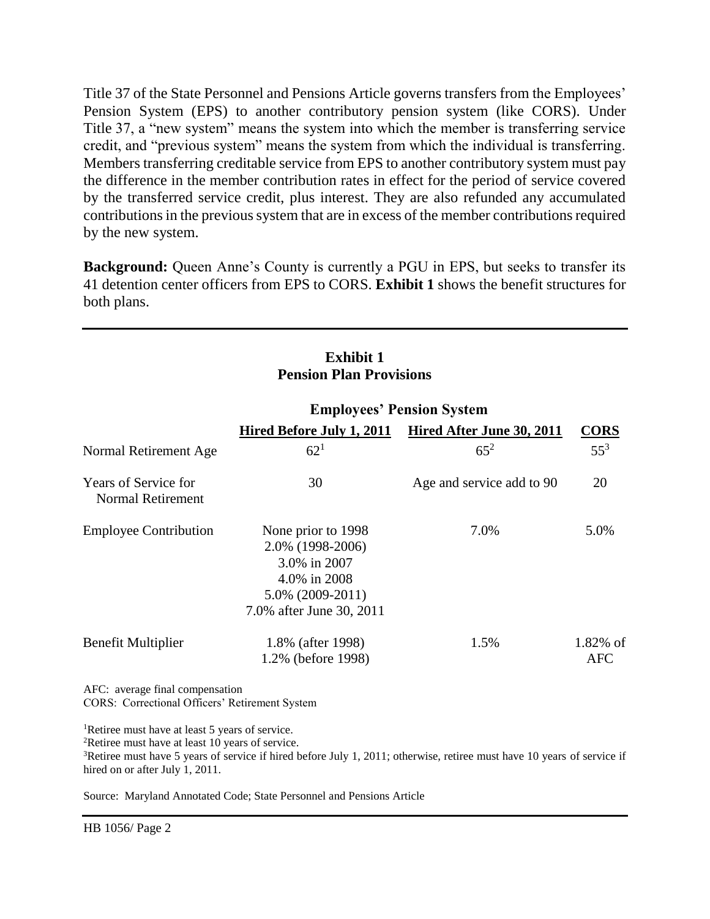Title 37 of the State Personnel and Pensions Article governs transfers from the Employees' Pension System (EPS) to another contributory pension system (like CORS). Under Title 37, a "new system" means the system into which the member is transferring service credit, and "previous system" means the system from which the individual is transferring. Members transferring creditable service from EPS to another contributory system must pay the difference in the member contribution rates in effect for the period of service covered by the transferred service credit, plus interest. They are also refunded any accumulated contributions in the previous system that are in excess of the member contributions required by the new system.

**Background:** Queen Anne's County is currently a PGU in EPS, but seeks to transfer its 41 detention center officers from EPS to CORS. **Exhibit 1** shows the benefit structures for both plans.

**Exhibit 1**
**Pension Plan Provisions**

| | **Employees' Pension System** | | |
|---|---|---|---|
| | **Hired Before July 1, 2011** | **Hired After June 30, 2011** | **CORS** |
| Normal Retirement Age | 62[1] | 65[2] | 55[3] |
| Years of Service for Normal Retirement | 30 | Age and service add to 90 | 20 |
| Employee Contribution | None prior to 1998<br>2.0% (1998-2006)<br>3.0% in 2007<br>4.0% in 2008<br>5.0% (2009-2011)<br>7.0% after June 30, 2011 | 7.0% | 5.0% |
| Benefit Multiplier | 1.8% (after 1998)<br>1.2% (before 1998) | 1.5% | 1.82% of AFC |

AFC: average final compensation
CORS: Correctional Officers' Retirement System

[1]Retiree must have at least 5 years of service.
[2]Retiree must have at least 10 years of service.
[3]Retiree must have 5 years of service if hired before July 1, 2011; otherwise, retiree must have 10 years of service if hired on or after July 1, 2011.

Source: Maryland Annotated Code; State Personnel and Pensions Article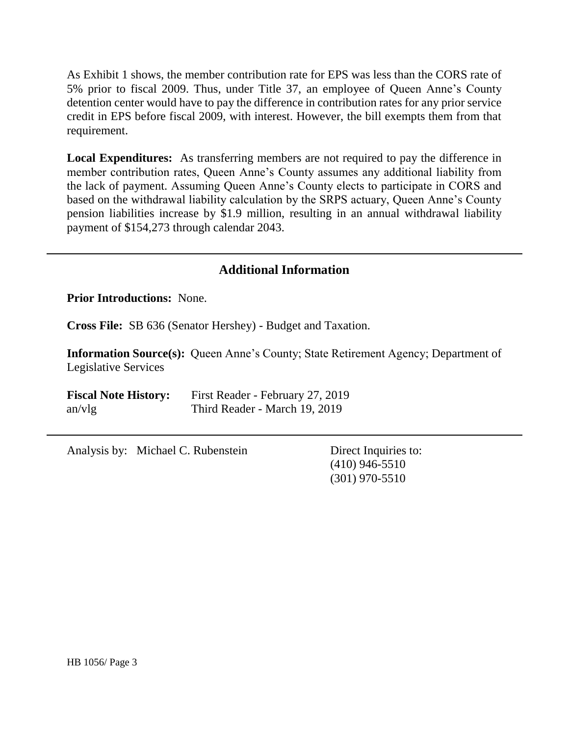As Exhibit 1 shows, the member contribution rate for EPS was less than the CORS rate of 5% prior to fiscal 2009. Thus, under Title 37, an employee of Queen Anne's County detention center would have to pay the difference in contribution rates for any prior service credit in EPS before fiscal 2009, with interest. However, the bill exempts them from that requirement.

**Local Expenditures:** As transferring members are not required to pay the difference in member contribution rates, Queen Anne's County assumes any additional liability from the lack of payment. Assuming Queen Anne's County elects to participate in CORS and based on the withdrawal liability calculation by the SRPS actuary, Queen Anne's County pension liabilities increase by $1.9 million, resulting in an annual withdrawal liability payment of $154,273 through calendar 2043.

## Additional Information

**Prior Introductions:** None.

**Cross File:** SB 636 (Senator Hershey) - Budget and Taxation.

**Information Source(s):** Queen Anne's County; State Retirement Agency; Department of Legislative Services

**Fiscal Note History:** First Reader - February 27, 2019
an/vlg Third Reader - March 19, 2019

Analysis by: Michael C. Rubenstein

Direct Inquiries to:
(410) 946-5510
(301) 970-5510